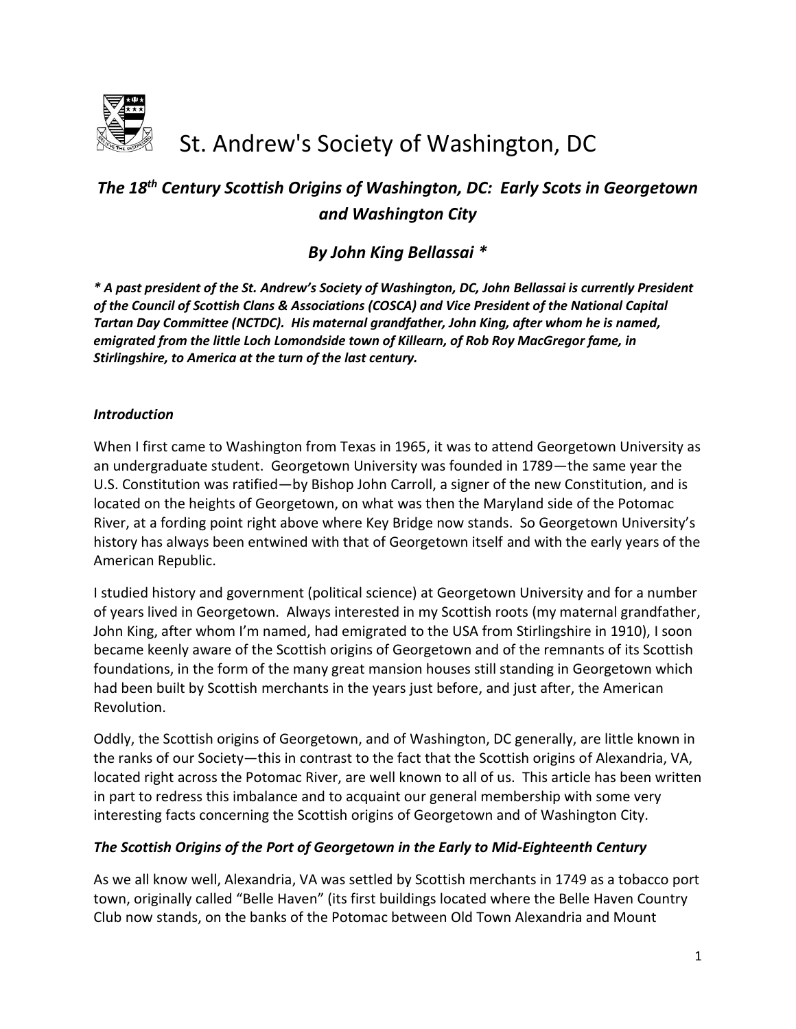# St. Andrew's Society of Washington, DC

## *The 18th Century Scottish Origins of Washington, DC: Early Scots in Georgetown and Washington City*

### *By John King Bellassai \**

***\* A past president of the St. Andrew's Society of Washington, DC, John Bellassai is currently President of the Council of Scottish Clans & Associations (COSCA) and Vice President of the National Capital Tartan Day Committee (NCTDC). His maternal grandfather, John King, after whom he is named, emigrated from the little Loch Lomondside town of Killearn, of Rob Roy MacGregor fame, in Stirlingshire, to America at the turn of the last century.***

### *Introduction*

When I first came to Washington from Texas in 1965, it was to attend Georgetown University as an undergraduate student. Georgetown University was founded in 1789—the same year the U.S. Constitution was ratified—by Bishop John Carroll, a signer of the new Constitution, and is located on the heights of Georgetown, on what was then the Maryland side of the Potomac River, at a fording point right above where Key Bridge now stands. So Georgetown University's history has always been entwined with that of Georgetown itself and with the early years of the American Republic.

I studied history and government (political science) at Georgetown University and for a number of years lived in Georgetown. Always interested in my Scottish roots (my maternal grandfather, John King, after whom I'm named, had emigrated to the USA from Stirlingshire in 1910), I soon became keenly aware of the Scottish origins of Georgetown and of the remnants of its Scottish foundations, in the form of the many great mansion houses still standing in Georgetown which had been built by Scottish merchants in the years just before, and just after, the American Revolution.

Oddly, the Scottish origins of Georgetown, and of Washington, DC generally, are little known in the ranks of our Society—this in contrast to the fact that the Scottish origins of Alexandria, VA, located right across the Potomac River, are well known to all of us. This article has been written in part to redress this imbalance and to acquaint our general membership with some very interesting facts concerning the Scottish origins of Georgetown and of Washington City.

### *The Scottish Origins of the Port of Georgetown in the Early to Mid-Eighteenth Century*

As we all know well, Alexandria, VA was settled by Scottish merchants in 1749 as a tobacco port town, originally called "Belle Haven" (its first buildings located where the Belle Haven Country Club now stands, on the banks of the Potomac between Old Town Alexandria and Mount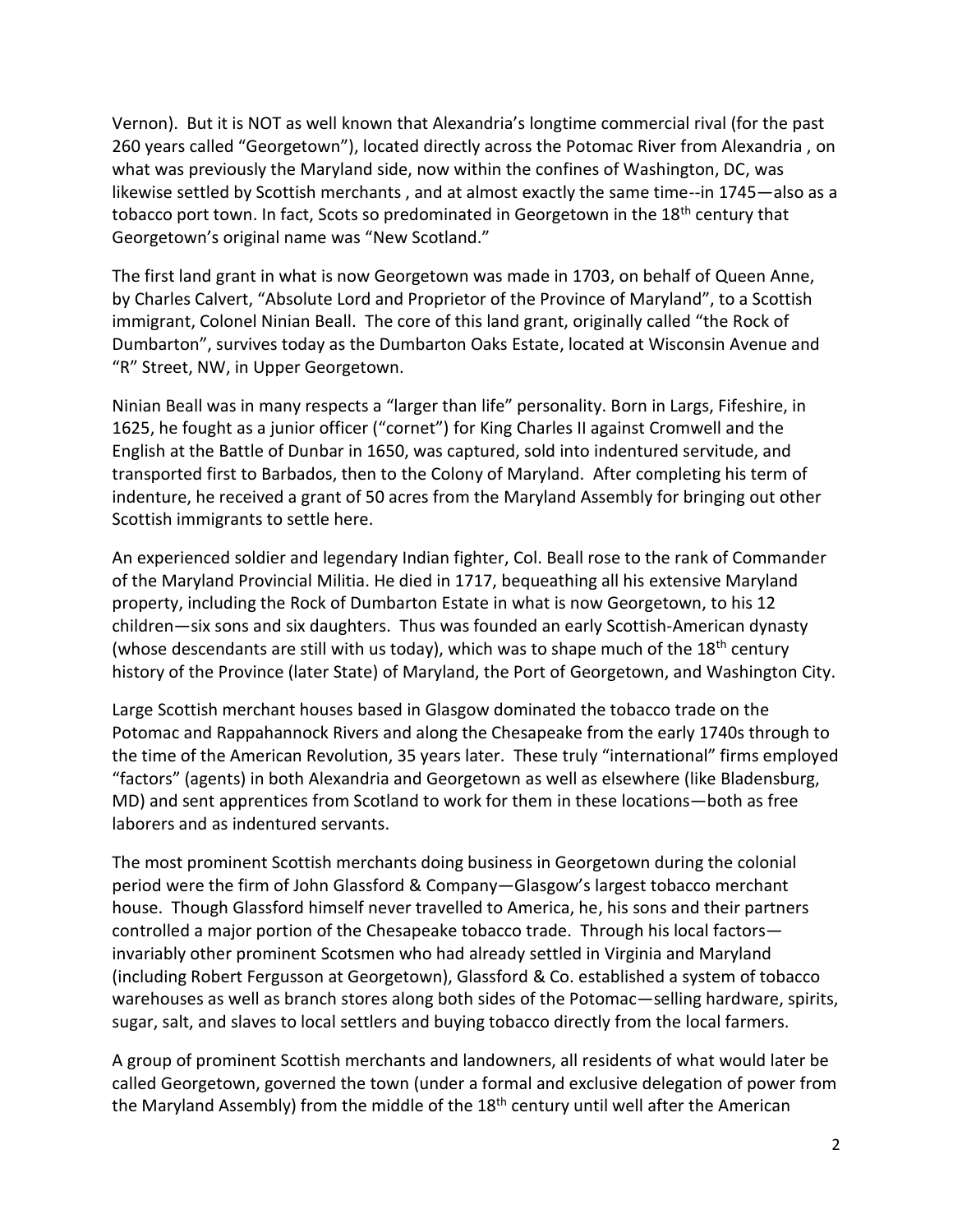Vernon). But it is NOT as well known that Alexandria's longtime commercial rival (for the past 260 years called "Georgetown"), located directly across the Potomac River from Alexandria , on what was previously the Maryland side, now within the confines of Washington, DC, was likewise settled by Scottish merchants , and at almost exactly the same time--in 1745—also as a tobacco port town. In fact, Scots so predominated in Georgetown in the 18th century that Georgetown's original name was "New Scotland."

The first land grant in what is now Georgetown was made in 1703, on behalf of Queen Anne, by Charles Calvert, "Absolute Lord and Proprietor of the Province of Maryland", to a Scottish immigrant, Colonel Ninian Beall. The core of this land grant, originally called "the Rock of Dumbarton", survives today as the Dumbarton Oaks Estate, located at Wisconsin Avenue and "R" Street, NW, in Upper Georgetown.

Ninian Beall was in many respects a "larger than life" personality. Born in Largs, Fifeshire, in 1625, he fought as a junior officer ("cornet") for King Charles II against Cromwell and the English at the Battle of Dunbar in 1650, was captured, sold into indentured servitude, and transported first to Barbados, then to the Colony of Maryland. After completing his term of indenture, he received a grant of 50 acres from the Maryland Assembly for bringing out other Scottish immigrants to settle here.

An experienced soldier and legendary Indian fighter, Col. Beall rose to the rank of Commander of the Maryland Provincial Militia. He died in 1717, bequeathing all his extensive Maryland property, including the Rock of Dumbarton Estate in what is now Georgetown, to his 12 children—six sons and six daughters. Thus was founded an early Scottish-American dynasty (whose descendants are still with us today), which was to shape much of the 18th century history of the Province (later State) of Maryland, the Port of Georgetown, and Washington City.

Large Scottish merchant houses based in Glasgow dominated the tobacco trade on the Potomac and Rappahannock Rivers and along the Chesapeake from the early 1740s through to the time of the American Revolution, 35 years later. These truly "international" firms employed "factors" (agents) in both Alexandria and Georgetown as well as elsewhere (like Bladensburg, MD) and sent apprentices from Scotland to work for them in these locations—both as free laborers and as indentured servants.

The most prominent Scottish merchants doing business in Georgetown during the colonial period were the firm of John Glassford & Company—Glasgow's largest tobacco merchant house. Though Glassford himself never travelled to America, he, his sons and their partners controlled a major portion of the Chesapeake tobacco trade. Through his local factors—invariably other prominent Scotsmen who had already settled in Virginia and Maryland (including Robert Fergusson at Georgetown), Glassford & Co. established a system of tobacco warehouses as well as branch stores along both sides of the Potomac—selling hardware, spirits, sugar, salt, and slaves to local settlers and buying tobacco directly from the local farmers.

A group of prominent Scottish merchants and landowners, all residents of what would later be called Georgetown, governed the town (under a formal and exclusive delegation of power from the Maryland Assembly) from the middle of the 18th century until well after the American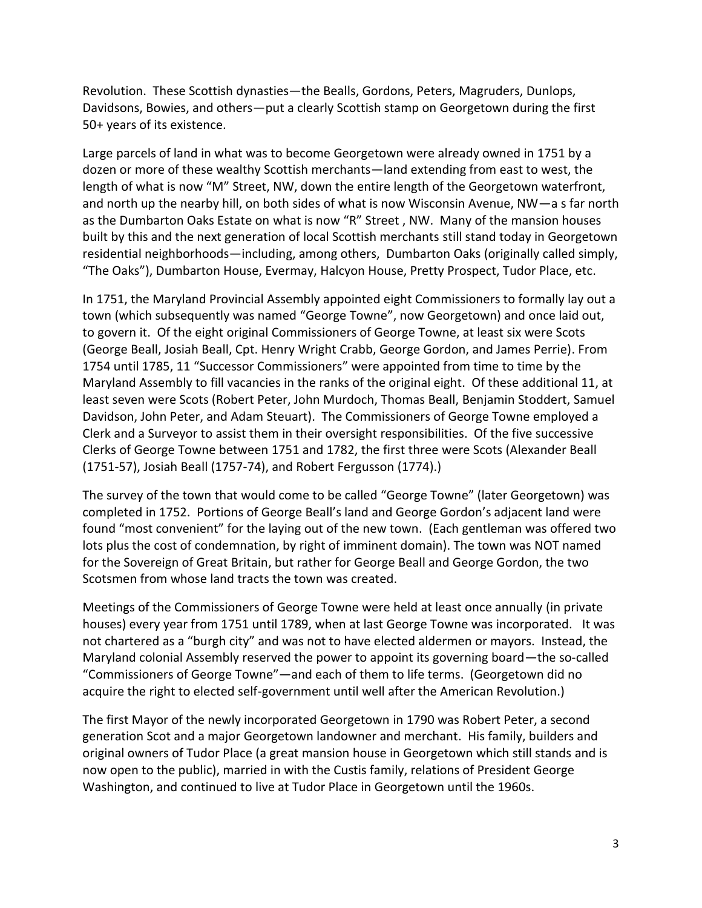Revolution. These Scottish dynasties—the Bealls, Gordons, Peters, Magruders, Dunlops, Davidsons, Bowies, and others—put a clearly Scottish stamp on Georgetown during the first 50+ years of its existence.

Large parcels of land in what was to become Georgetown were already owned in 1751 by a dozen or more of these wealthy Scottish merchants—land extending from east to west, the length of what is now "M" Street, NW, down the entire length of the Georgetown waterfront, and north up the nearby hill, on both sides of what is now Wisconsin Avenue, NW—a s far north as the Dumbarton Oaks Estate on what is now "R" Street , NW. Many of the mansion houses built by this and the next generation of local Scottish merchants still stand today in Georgetown residential neighborhoods—including, among others, Dumbarton Oaks (originally called simply, "The Oaks"), Dumbarton House, Evermay, Halcyon House, Pretty Prospect, Tudor Place, etc.

In 1751, the Maryland Provincial Assembly appointed eight Commissioners to formally lay out a town (which subsequently was named "George Towne", now Georgetown) and once laid out, to govern it. Of the eight original Commissioners of George Towne, at least six were Scots (George Beall, Josiah Beall, Cpt. Henry Wright Crabb, George Gordon, and James Perrie). From 1754 until 1785, 11 "Successor Commissioners" were appointed from time to time by the Maryland Assembly to fill vacancies in the ranks of the original eight. Of these additional 11, at least seven were Scots (Robert Peter, John Murdoch, Thomas Beall, Benjamin Stoddert, Samuel Davidson, John Peter, and Adam Steuart). The Commissioners of George Towne employed a Clerk and a Surveyor to assist them in their oversight responsibilities. Of the five successive Clerks of George Towne between 1751 and 1782, the first three were Scots (Alexander Beall (1751-57), Josiah Beall (1757-74), and Robert Fergusson (1774).)

The survey of the town that would come to be called "George Towne" (later Georgetown) was completed in 1752. Portions of George Beall's land and George Gordon's adjacent land were found "most convenient" for the laying out of the new town. (Each gentleman was offered two lots plus the cost of condemnation, by right of imminent domain). The town was NOT named for the Sovereign of Great Britain, but rather for George Beall and George Gordon, the two Scotsmen from whose land tracts the town was created.

Meetings of the Commissioners of George Towne were held at least once annually (in private houses) every year from 1751 until 1789, when at last George Towne was incorporated. It was not chartered as a "burgh city" and was not to have elected aldermen or mayors. Instead, the Maryland colonial Assembly reserved the power to appoint its governing board—the so-called "Commissioners of George Towne"—and each of them to life terms. (Georgetown did no acquire the right to elected self-government until well after the American Revolution.)

The first Mayor of the newly incorporated Georgetown in 1790 was Robert Peter, a second generation Scot and a major Georgetown landowner and merchant. His family, builders and original owners of Tudor Place (a great mansion house in Georgetown which still stands and is now open to the public), married in with the Custis family, relations of President George Washington, and continued to live at Tudor Place in Georgetown until the 1960s.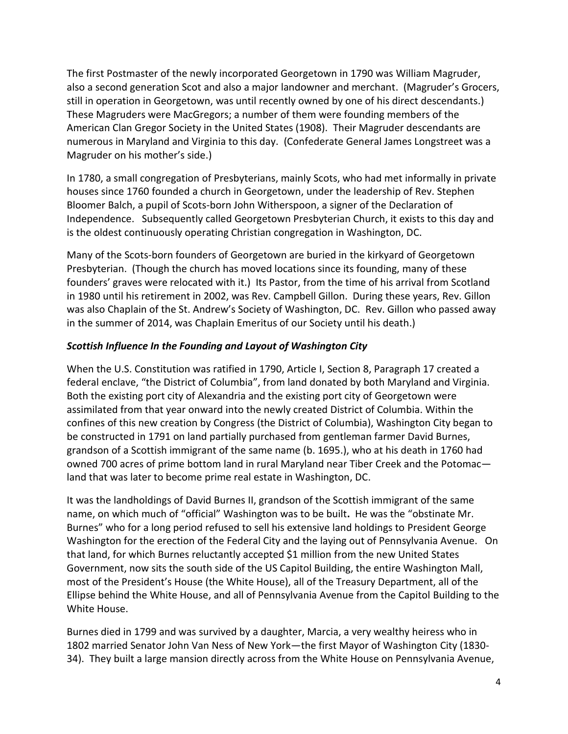The first Postmaster of the newly incorporated Georgetown in 1790 was William Magruder, also a second generation Scot and also a major landowner and merchant. (Magruder's Grocers, still in operation in Georgetown, was until recently owned by one of his direct descendants.) These Magruders were MacGregors; a number of them were founding members of the American Clan Gregor Society in the United States (1908). Their Magruder descendants are numerous in Maryland and Virginia to this day. (Confederate General James Longstreet was a Magruder on his mother's side.)

In 1780, a small congregation of Presbyterians, mainly Scots, who had met informally in private houses since 1760 founded a church in Georgetown, under the leadership of Rev. Stephen Bloomer Balch, a pupil of Scots-born John Witherspoon, a signer of the Declaration of Independence. Subsequently called Georgetown Presbyterian Church, it exists to this day and is the oldest continuously operating Christian congregation in Washington, DC.

Many of the Scots-born founders of Georgetown are buried in the kirkyard of Georgetown Presbyterian. (Though the church has moved locations since its founding, many of these founders' graves were relocated with it.) Its Pastor, from the time of his arrival from Scotland in 1980 until his retirement in 2002, was Rev. Campbell Gillon. During these years, Rev. Gillon was also Chaplain of the St. Andrew's Society of Washington, DC. Rev. Gillon who passed away in the summer of 2014, was Chaplain Emeritus of our Society until his death.)

### *Scottish Influence In the Founding and Layout of Washington City*

When the U.S. Constitution was ratified in 1790, Article I, Section 8, Paragraph 17 created a federal enclave, "the District of Columbia", from land donated by both Maryland and Virginia. Both the existing port city of Alexandria and the existing port city of Georgetown were assimilated from that year onward into the newly created District of Columbia. Within the confines of this new creation by Congress (the District of Columbia), Washington City began to be constructed in 1791 on land partially purchased from gentleman farmer David Burnes, grandson of a Scottish immigrant of the same name (b. 1695.), who at his death in 1760 had owned 700 acres of prime bottom land in rural Maryland near Tiber Creek and the Potomac—land that was later to become prime real estate in Washington, DC.

It was the landholdings of David Burnes II, grandson of the Scottish immigrant of the same name, on which much of "official" Washington was to be built**.** He was the "obstinate Mr. Burnes" who for a long period refused to sell his extensive land holdings to President George Washington for the erection of the Federal City and the laying out of Pennsylvania Avenue. On that land, for which Burnes reluctantly accepted $1 million from the new United States Government, now sits the south side of the US Capitol Building, the entire Washington Mall, most of the President's House (the White House), all of the Treasury Department, all of the Ellipse behind the White House, and all of Pennsylvania Avenue from the Capitol Building to the White House.

Burnes died in 1799 and was survived by a daughter, Marcia, a very wealthy heiress who in 1802 married Senator John Van Ness of New York—the first Mayor of Washington City (1830-34). They built a large mansion directly across from the White House on Pennsylvania Avenue,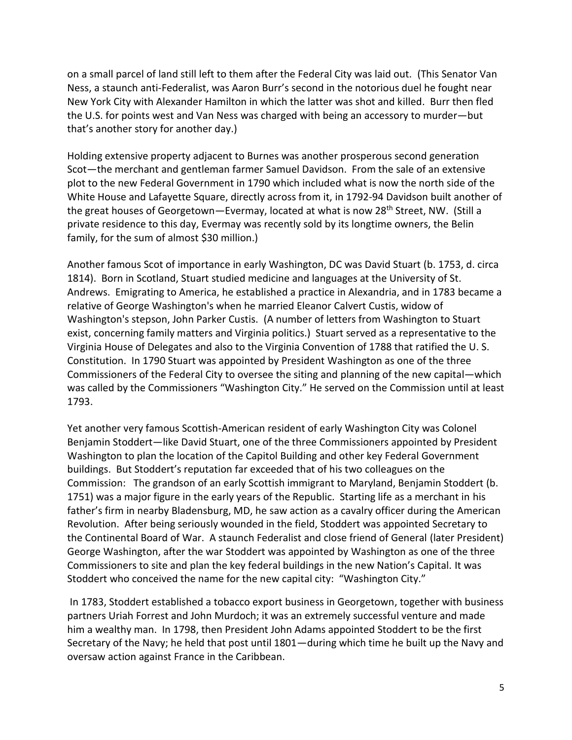on a small parcel of land still left to them after the Federal City was laid out. (This Senator Van Ness, a staunch anti-Federalist, was Aaron Burr's second in the notorious duel he fought near New York City with Alexander Hamilton in which the latter was shot and killed. Burr then fled the U.S. for points west and Van Ness was charged with being an accessory to murder—but that's another story for another day.)

Holding extensive property adjacent to Burnes was another prosperous second generation Scot—the merchant and gentleman farmer Samuel Davidson. From the sale of an extensive plot to the new Federal Government in 1790 which included what is now the north side of the White House and Lafayette Square, directly across from it, in 1792-94 Davidson built another of the great houses of Georgetown—Evermay, located at what is now 28th Street, NW. (Still a private residence to this day, Evermay was recently sold by its longtime owners, the Belin family, for the sum of almost $30 million.)

Another famous Scot of importance in early Washington, DC was David Stuart (b. 1753, d. circa 1814). Born in Scotland, Stuart studied medicine and languages at the University of St. Andrews. Emigrating to America, he established a practice in Alexandria, and in 1783 became a relative of George Washington's when he married Eleanor Calvert Custis, widow of Washington's stepson, John Parker Custis. (A number of letters from Washington to Stuart exist, concerning family matters and Virginia politics.) Stuart served as a representative to the Virginia House of Delegates and also to the Virginia Convention of 1788 that ratified the U. S. Constitution. In 1790 Stuart was appointed by President Washington as one of the three Commissioners of the Federal City to oversee the siting and planning of the new capital—which was called by the Commissioners "Washington City." He served on the Commission until at least 1793.

Yet another very famous Scottish-American resident of early Washington City was Colonel Benjamin Stoddert—like David Stuart, one of the three Commissioners appointed by President Washington to plan the location of the Capitol Building and other key Federal Government buildings. But Stoddert's reputation far exceeded that of his two colleagues on the Commission: The grandson of an early Scottish immigrant to Maryland, Benjamin Stoddert (b. 1751) was a major figure in the early years of the Republic. Starting life as a merchant in his father's firm in nearby Bladensburg, MD, he saw action as a cavalry officer during the American Revolution. After being seriously wounded in the field, Stoddert was appointed Secretary to the Continental Board of War. A staunch Federalist and close friend of General (later President) George Washington, after the war Stoddert was appointed by Washington as one of the three Commissioners to site and plan the key federal buildings in the new Nation's Capital. It was Stoddert who conceived the name for the new capital city: "Washington City."

In 1783, Stoddert established a tobacco export business in Georgetown, together with business partners Uriah Forrest and John Murdoch; it was an extremely successful venture and made him a wealthy man. In 1798, then President John Adams appointed Stoddert to be the first Secretary of the Navy; he held that post until 1801—during which time he built up the Navy and oversaw action against France in the Caribbean.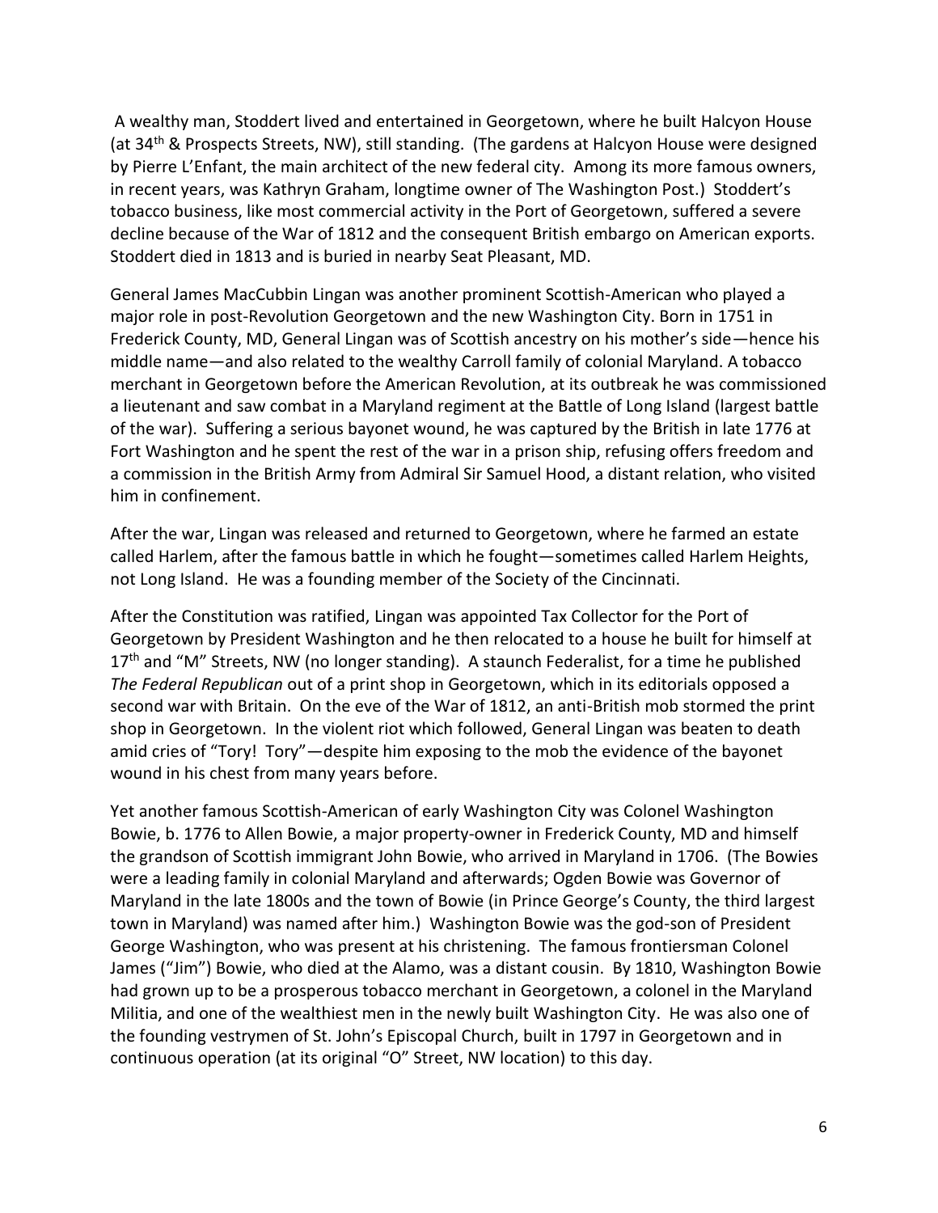A wealthy man, Stoddert lived and entertained in Georgetown, where he built Halcyon House (at 34th & Prospects Streets, NW), still standing. (The gardens at Halcyon House were designed by Pierre L'Enfant, the main architect of the new federal city. Among its more famous owners, in recent years, was Kathryn Graham, longtime owner of The Washington Post.) Stoddert's tobacco business, like most commercial activity in the Port of Georgetown, suffered a severe decline because of the War of 1812 and the consequent British embargo on American exports. Stoddert died in 1813 and is buried in nearby Seat Pleasant, MD.

General James MacCubbin Lingan was another prominent Scottish-American who played a major role in post-Revolution Georgetown and the new Washington City. Born in 1751 in Frederick County, MD, General Lingan was of Scottish ancestry on his mother's side—hence his middle name—and also related to the wealthy Carroll family of colonial Maryland. A tobacco merchant in Georgetown before the American Revolution, at its outbreak he was commissioned a lieutenant and saw combat in a Maryland regiment at the Battle of Long Island (largest battle of the war). Suffering a serious bayonet wound, he was captured by the British in late 1776 at Fort Washington and he spent the rest of the war in a prison ship, refusing offers freedom and a commission in the British Army from Admiral Sir Samuel Hood, a distant relation, who visited him in confinement.

After the war, Lingan was released and returned to Georgetown, where he farmed an estate called Harlem, after the famous battle in which he fought—sometimes called Harlem Heights, not Long Island. He was a founding member of the Society of the Cincinnati.

After the Constitution was ratified, Lingan was appointed Tax Collector for the Port of Georgetown by President Washington and he then relocated to a house he built for himself at 17th and "M" Streets, NW (no longer standing). A staunch Federalist, for a time he published *The Federal Republican* out of a print shop in Georgetown, which in its editorials opposed a second war with Britain. On the eve of the War of 1812, an anti-British mob stormed the print shop in Georgetown. In the violent riot which followed, General Lingan was beaten to death amid cries of "Tory! Tory"—despite him exposing to the mob the evidence of the bayonet wound in his chest from many years before.

Yet another famous Scottish-American of early Washington City was Colonel Washington Bowie, b. 1776 to Allen Bowie, a major property-owner in Frederick County, MD and himself the grandson of Scottish immigrant John Bowie, who arrived in Maryland in 1706. (The Bowies were a leading family in colonial Maryland and afterwards; Ogden Bowie was Governor of Maryland in the late 1800s and the town of Bowie (in Prince George's County, the third largest town in Maryland) was named after him.) Washington Bowie was the god-son of President George Washington, who was present at his christening. The famous frontiersman Colonel James ("Jim") Bowie, who died at the Alamo, was a distant cousin. By 1810, Washington Bowie had grown up to be a prosperous tobacco merchant in Georgetown, a colonel in the Maryland Militia, and one of the wealthiest men in the newly built Washington City. He was also one of the founding vestrymen of St. John's Episcopal Church, built in 1797 in Georgetown and in continuous operation (at its original "O" Street, NW location) to this day.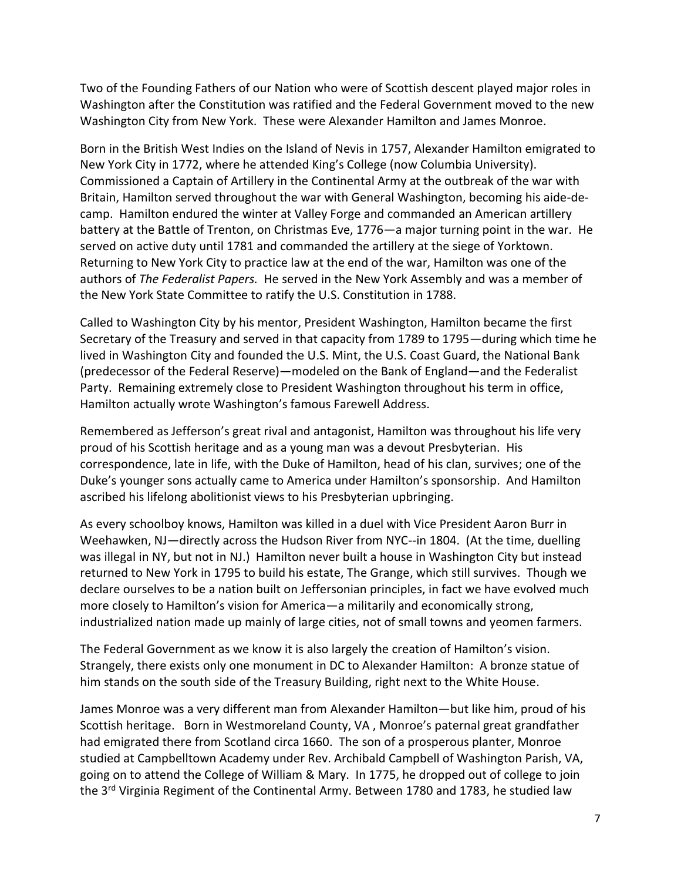Two of the Founding Fathers of our Nation who were of Scottish descent played major roles in Washington after the Constitution was ratified and the Federal Government moved to the new Washington City from New York. These were Alexander Hamilton and James Monroe.

Born in the British West Indies on the Island of Nevis in 1757, Alexander Hamilton emigrated to New York City in 1772, where he attended King's College (now Columbia University). Commissioned a Captain of Artillery in the Continental Army at the outbreak of the war with Britain, Hamilton served throughout the war with General Washington, becoming his aide-de-camp. Hamilton endured the winter at Valley Forge and commanded an American artillery battery at the Battle of Trenton, on Christmas Eve, 1776—a major turning point in the war. He served on active duty until 1781 and commanded the artillery at the siege of Yorktown. Returning to New York City to practice law at the end of the war, Hamilton was one of the authors of *The Federalist Papers.* He served in the New York Assembly and was a member of the New York State Committee to ratify the U.S. Constitution in 1788.

Called to Washington City by his mentor, President Washington, Hamilton became the first Secretary of the Treasury and served in that capacity from 1789 to 1795—during which time he lived in Washington City and founded the U.S. Mint, the U.S. Coast Guard, the National Bank (predecessor of the Federal Reserve)—modeled on the Bank of England—and the Federalist Party. Remaining extremely close to President Washington throughout his term in office, Hamilton actually wrote Washington's famous Farewell Address.

Remembered as Jefferson's great rival and antagonist, Hamilton was throughout his life very proud of his Scottish heritage and as a young man was a devout Presbyterian. His correspondence, late in life, with the Duke of Hamilton, head of his clan, survives; one of the Duke's younger sons actually came to America under Hamilton's sponsorship. And Hamilton ascribed his lifelong abolitionist views to his Presbyterian upbringing.

As every schoolboy knows, Hamilton was killed in a duel with Vice President Aaron Burr in Weehawken, NJ—directly across the Hudson River from NYC--in 1804. (At the time, duelling was illegal in NY, but not in NJ.) Hamilton never built a house in Washington City but instead returned to New York in 1795 to build his estate, The Grange, which still survives. Though we declare ourselves to be a nation built on Jeffersonian principles, in fact we have evolved much more closely to Hamilton's vision for America—a militarily and economically strong, industrialized nation made up mainly of large cities, not of small towns and yeomen farmers.

The Federal Government as we know it is also largely the creation of Hamilton's vision. Strangely, there exists only one monument in DC to Alexander Hamilton: A bronze statue of him stands on the south side of the Treasury Building, right next to the White House.

James Monroe was a very different man from Alexander Hamilton—but like him, proud of his Scottish heritage. Born in Westmoreland County, VA , Monroe's paternal great grandfather had emigrated there from Scotland circa 1660. The son of a prosperous planter, Monroe studied at Campbelltown Academy under Rev. Archibald Campbell of Washington Parish, VA, going on to attend the College of William & Mary. In 1775, he dropped out of college to join the 3rd Virginia Regiment of the Continental Army. Between 1780 and 1783, he studied law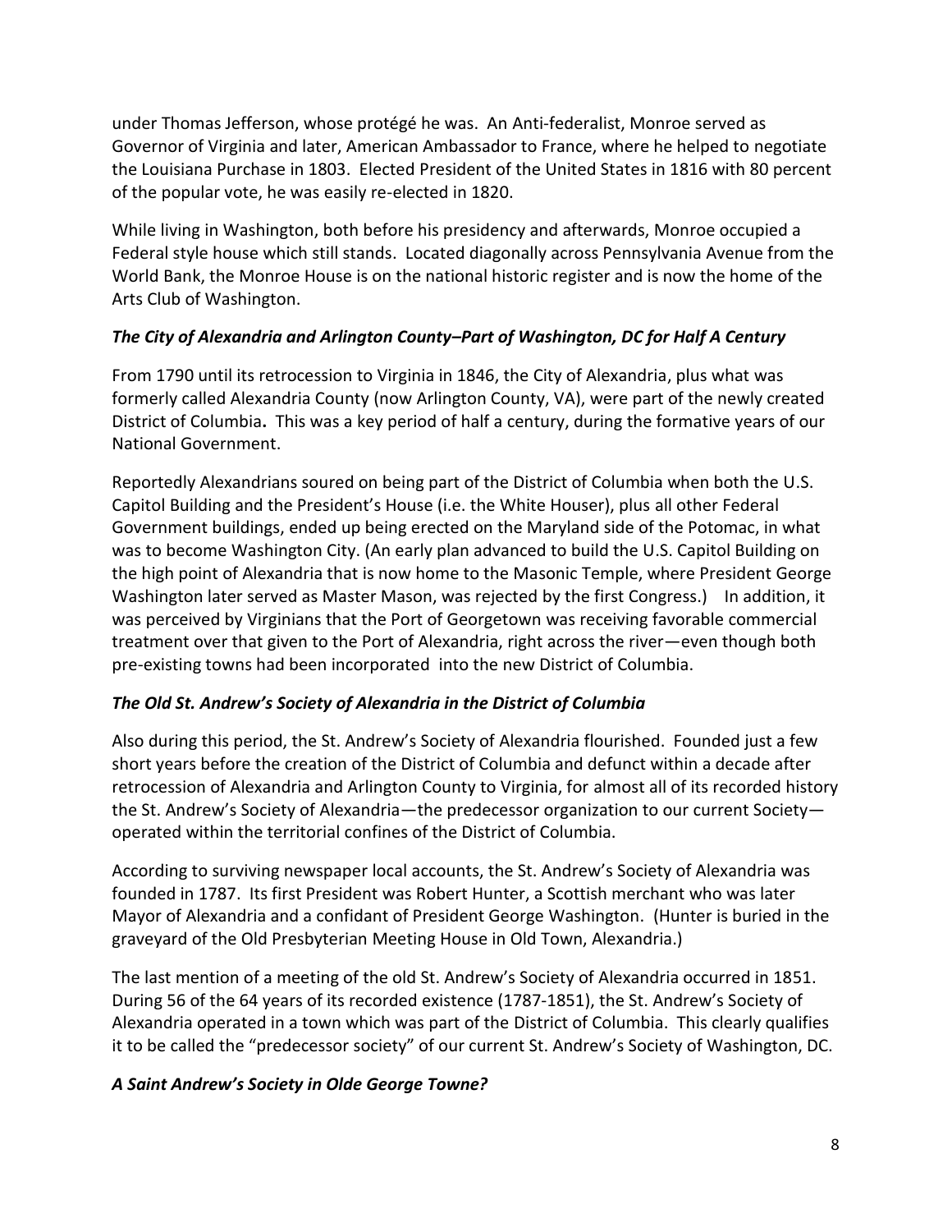under Thomas Jefferson, whose protégé he was. An Anti-federalist, Monroe served as Governor of Virginia and later, American Ambassador to France, where he helped to negotiate the Louisiana Purchase in 1803. Elected President of the United States in 1816 with 80 percent of the popular vote, he was easily re-elected in 1820.

While living in Washington, both before his presidency and afterwards, Monroe occupied a Federal style house which still stands. Located diagonally across Pennsylvania Avenue from the World Bank, the Monroe House is on the national historic register and is now the home of the Arts Club of Washington.

### *The City of Alexandria and Arlington County–Part of Washington, DC for Half A Century*

From 1790 until its retrocession to Virginia in 1846, the City of Alexandria, plus what was formerly called Alexandria County (now Arlington County, VA), were part of the newly created District of Columbia**.** This was a key period of half a century, during the formative years of our National Government.

Reportedly Alexandrians soured on being part of the District of Columbia when both the U.S. Capitol Building and the President's House (i.e. the White Houser), plus all other Federal Government buildings, ended up being erected on the Maryland side of the Potomac, in what was to become Washington City. (An early plan advanced to build the U.S. Capitol Building on the high point of Alexandria that is now home to the Masonic Temple, where President George Washington later served as Master Mason, was rejected by the first Congress.) In addition, it was perceived by Virginians that the Port of Georgetown was receiving favorable commercial treatment over that given to the Port of Alexandria, right across the river—even though both pre-existing towns had been incorporated into the new District of Columbia.

### *The Old St. Andrew's Society of Alexandria in the District of Columbia*

Also during this period, the St. Andrew's Society of Alexandria flourished. Founded just a few short years before the creation of the District of Columbia and defunct within a decade after retrocession of Alexandria and Arlington County to Virginia, for almost all of its recorded history the St. Andrew's Society of Alexandria—the predecessor organization to our current Society—operated within the territorial confines of the District of Columbia.

According to surviving newspaper local accounts, the St. Andrew's Society of Alexandria was founded in 1787. Its first President was Robert Hunter, a Scottish merchant who was later Mayor of Alexandria and a confidant of President George Washington. (Hunter is buried in the graveyard of the Old Presbyterian Meeting House in Old Town, Alexandria.)

The last mention of a meeting of the old St. Andrew's Society of Alexandria occurred in 1851. During 56 of the 64 years of its recorded existence (1787-1851), the St. Andrew's Society of Alexandria operated in a town which was part of the District of Columbia. This clearly qualifies it to be called the "predecessor society" of our current St. Andrew's Society of Washington, DC.

### *A Saint Andrew's Society in Olde George Towne?*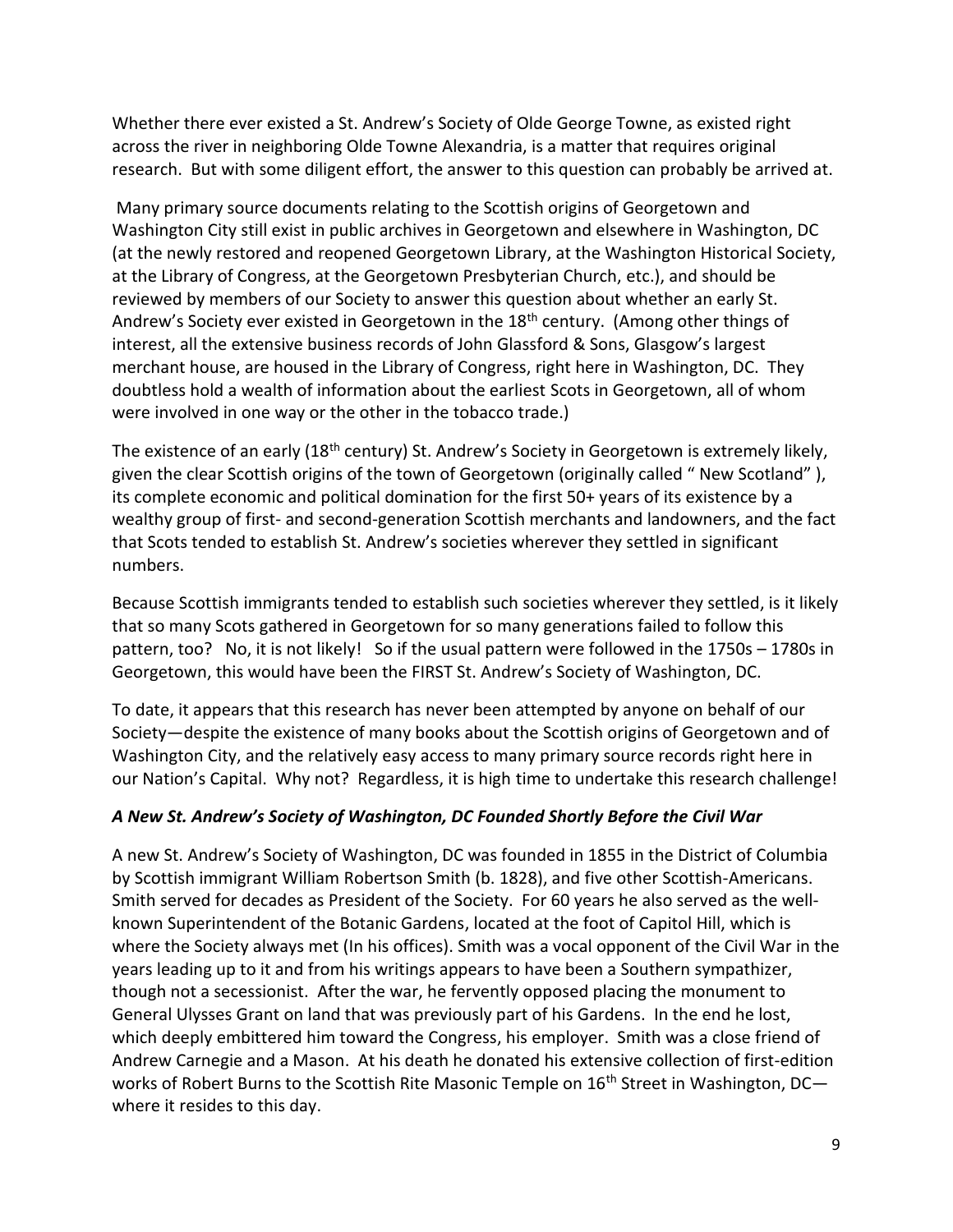Whether there ever existed a St. Andrew's Society of Olde George Towne, as existed right across the river in neighboring Olde Towne Alexandria, is a matter that requires original research. But with some diligent effort, the answer to this question can probably be arrived at.

Many primary source documents relating to the Scottish origins of Georgetown and Washington City still exist in public archives in Georgetown and elsewhere in Washington, DC (at the newly restored and reopened Georgetown Library, at the Washington Historical Society, at the Library of Congress, at the Georgetown Presbyterian Church, etc.), and should be reviewed by members of our Society to answer this question about whether an early St. Andrew's Society ever existed in Georgetown in the 18th century. (Among other things of interest, all the extensive business records of John Glassford & Sons, Glasgow's largest merchant house, are housed in the Library of Congress, right here in Washington, DC. They doubtless hold a wealth of information about the earliest Scots in Georgetown, all of whom were involved in one way or the other in the tobacco trade.)

The existence of an early (18th century) St. Andrew's Society in Georgetown is extremely likely, given the clear Scottish origins of the town of Georgetown (originally called " New Scotland" ), its complete economic and political domination for the first 50+ years of its existence by a wealthy group of first- and second-generation Scottish merchants and landowners, and the fact that Scots tended to establish St. Andrew's societies wherever they settled in significant numbers.

Because Scottish immigrants tended to establish such societies wherever they settled, is it likely that so many Scots gathered in Georgetown for so many generations failed to follow this pattern, too? No, it is not likely! So if the usual pattern were followed in the 1750s – 1780s in Georgetown, this would have been the FIRST St. Andrew's Society of Washington, DC.

To date, it appears that this research has never been attempted by anyone on behalf of our Society—despite the existence of many books about the Scottish origins of Georgetown and of Washington City, and the relatively easy access to many primary source records right here in our Nation's Capital. Why not? Regardless, it is high time to undertake this research challenge!

### *A New St. Andrew's Society of Washington, DC Founded Shortly Before the Civil War*

A new St. Andrew's Society of Washington, DC was founded in 1855 in the District of Columbia by Scottish immigrant William Robertson Smith (b. 1828), and five other Scottish-Americans. Smith served for decades as President of the Society. For 60 years he also served as the well-known Superintendent of the Botanic Gardens, located at the foot of Capitol Hill, which is where the Society always met (In his offices). Smith was a vocal opponent of the Civil War in the years leading up to it and from his writings appears to have been a Southern sympathizer, though not a secessionist. After the war, he fervently opposed placing the monument to General Ulysses Grant on land that was previously part of his Gardens. In the end he lost, which deeply embittered him toward the Congress, his employer. Smith was a close friend of Andrew Carnegie and a Mason. At his death he donated his extensive collection of first-edition works of Robert Burns to the Scottish Rite Masonic Temple on 16th Street in Washington, DC—where it resides to this day.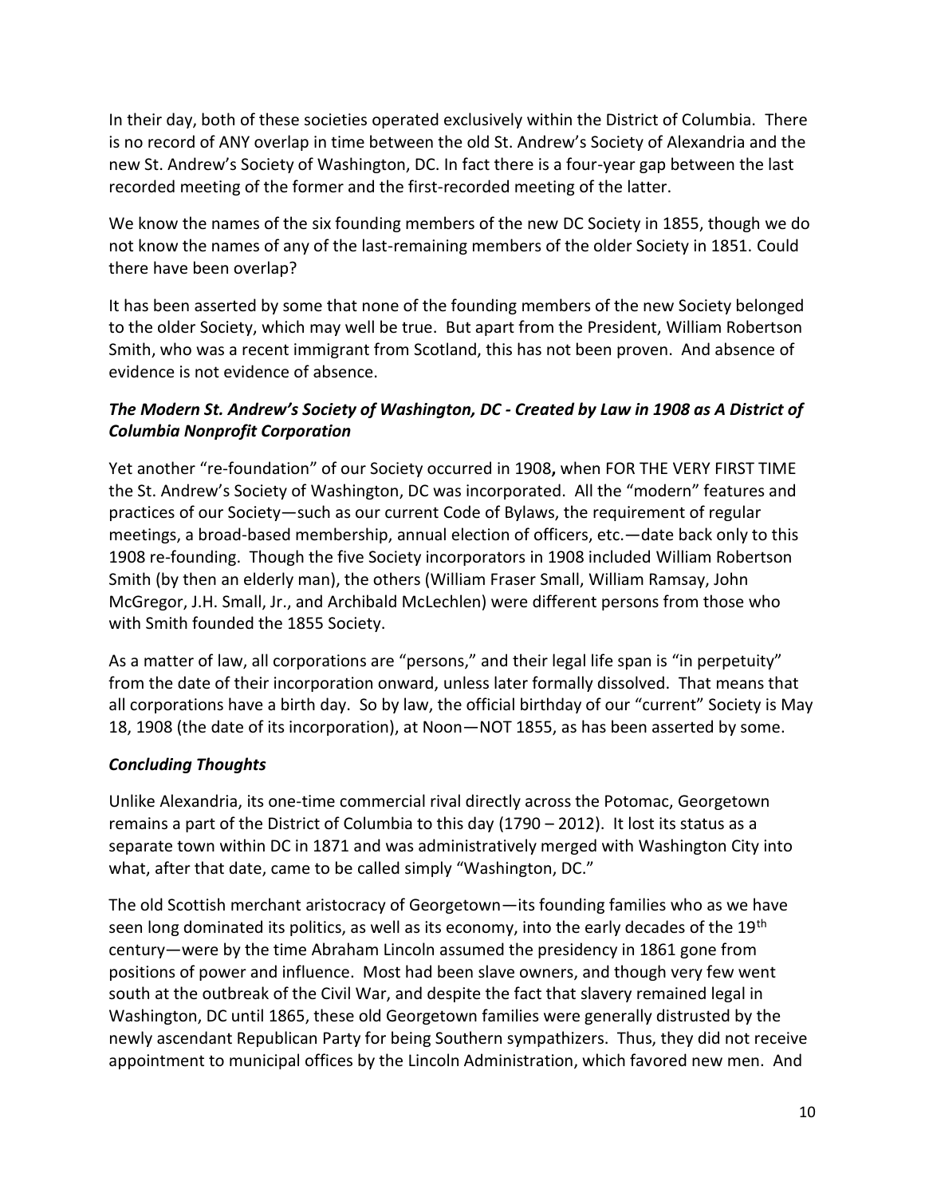In their day, both of these societies operated exclusively within the District of Columbia. There is no record of ANY overlap in time between the old St. Andrew's Society of Alexandria and the new St. Andrew's Society of Washington, DC. In fact there is a four-year gap between the last recorded meeting of the former and the first-recorded meeting of the latter.

We know the names of the six founding members of the new DC Society in 1855, though we do not know the names of any of the last-remaining members of the older Society in 1851. Could there have been overlap?

It has been asserted by some that none of the founding members of the new Society belonged to the older Society, which may well be true. But apart from the President, William Robertson Smith, who was a recent immigrant from Scotland, this has not been proven. And absence of evidence is not evidence of absence.

### *The Modern St. Andrew's Society of Washington, DC - Created by Law in 1908 as A District of Columbia Nonprofit Corporation*

Yet another "re-foundation" of our Society occurred in 1908**,** when FOR THE VERY FIRST TIME the St. Andrew's Society of Washington, DC was incorporated. All the "modern" features and practices of our Society—such as our current Code of Bylaws, the requirement of regular meetings, a broad-based membership, annual election of officers, etc.—date back only to this 1908 re-founding. Though the five Society incorporators in 1908 included William Robertson Smith (by then an elderly man), the others (William Fraser Small, William Ramsay, John McGregor, J.H. Small, Jr., and Archibald McLechlen) were different persons from those who with Smith founded the 1855 Society.

As a matter of law, all corporations are "persons," and their legal life span is "in perpetuity" from the date of their incorporation onward, unless later formally dissolved. That means that all corporations have a birth day. So by law, the official birthday of our "current" Society is May 18, 1908 (the date of its incorporation), at Noon—NOT 1855, as has been asserted by some.

### *Concluding Thoughts*

Unlike Alexandria, its one-time commercial rival directly across the Potomac, Georgetown remains a part of the District of Columbia to this day (1790 – 2012). It lost its status as a separate town within DC in 1871 and was administratively merged with Washington City into what, after that date, came to be called simply "Washington, DC."

The old Scottish merchant aristocracy of Georgetown—its founding families who as we have seen long dominated its politics, as well as its economy, into the early decades of the 19th century—were by the time Abraham Lincoln assumed the presidency in 1861 gone from positions of power and influence. Most had been slave owners, and though very few went south at the outbreak of the Civil War, and despite the fact that slavery remained legal in Washington, DC until 1865, these old Georgetown families were generally distrusted by the newly ascendant Republican Party for being Southern sympathizers. Thus, they did not receive appointment to municipal offices by the Lincoln Administration, which favored new men. And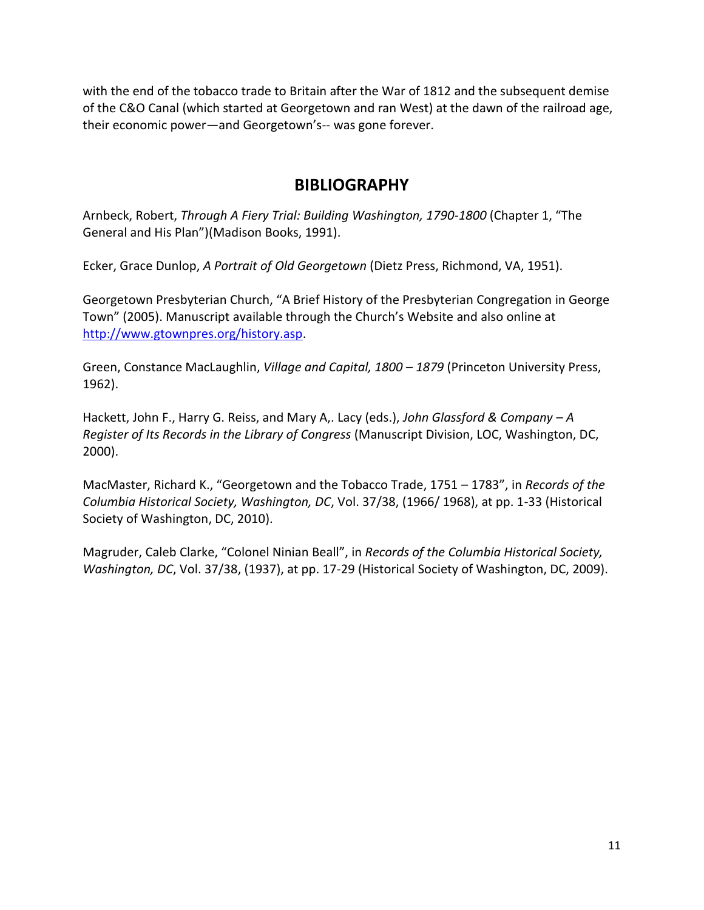with the end of the tobacco trade to Britain after the War of 1812 and the subsequent demise of the C&O Canal (which started at Georgetown and ran West) at the dawn of the railroad age, their economic power—and Georgetown's-- was gone forever.

## BIBLIOGRAPHY

Arnbeck, Robert, *Through A Fiery Trial: Building Washington, 1790-1800* (Chapter 1, "The General and His Plan")(Madison Books, 1991).

Ecker, Grace Dunlop, *A Portrait of Old Georgetown* (Dietz Press, Richmond, VA, 1951).

Georgetown Presbyterian Church, "A Brief History of the Presbyterian Congregation in George Town" (2005). Manuscript available through the Church's Website and also online at http://www.gtownpres.org/history.asp.

Green, Constance MacLaughlin, *Village and Capital, 1800 – 1879* (Princeton University Press, 1962).

Hackett, John F., Harry G. Reiss, and Mary A,. Lacy (eds.), *John Glassford & Company – A Register of Its Records in the Library of Congress* (Manuscript Division, LOC, Washington, DC, 2000).

MacMaster, Richard K., "Georgetown and the Tobacco Trade, 1751 – 1783", in *Records of the Columbia Historical Society, Washington, DC*, Vol. 37/38, (1966/ 1968), at pp. 1-33 (Historical Society of Washington, DC, 2010).

Magruder, Caleb Clarke, "Colonel Ninian Beall", in *Records of the Columbia Historical Society, Washington, DC*, Vol. 37/38, (1937), at pp. 17-29 (Historical Society of Washington, DC, 2009).